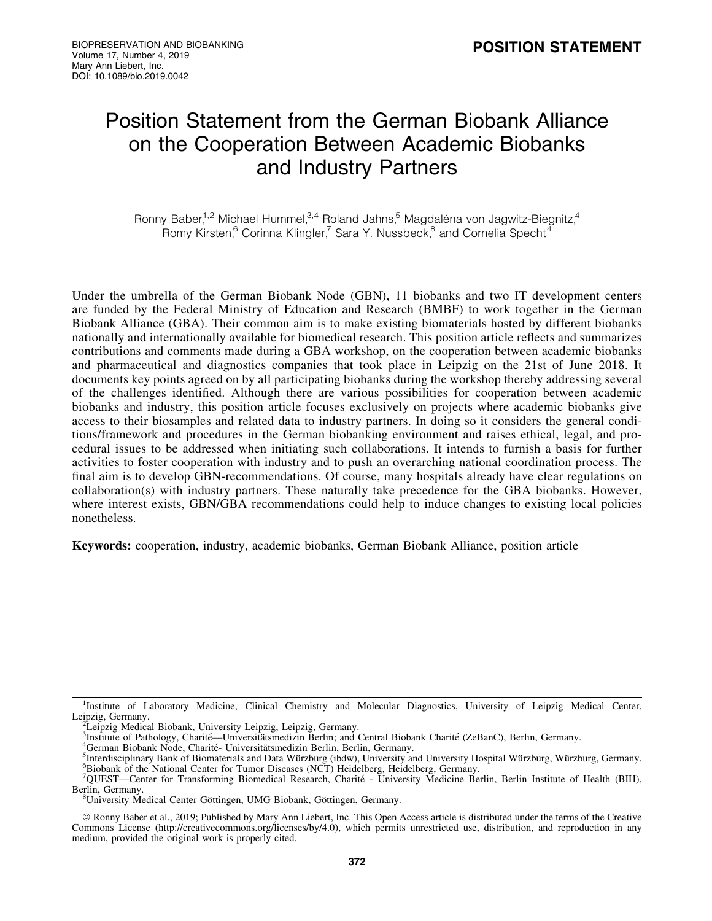POSITION STATEMENT

# Position Statement from the German Biobank Alliance on the Cooperation Between Academic Biobanks and Industry Partners

Ronny Baber,[1,2] Michael Hummel,[3,4] Roland Jahns,[5] Magdaléna von Jagwitz-Biegnitz,[4] Romy Kirsten,[6] Corinna Klingler,[7] Sara Y. Nussbeck,[8] and Cornelia Specht[4]

Under the umbrella of the German Biobank Node (GBN), 11 biobanks and two IT development centers are funded by the Federal Ministry of Education and Research (BMBF) to work together in the German Biobank Alliance (GBA). Their common aim is to make existing biomaterials hosted by different biobanks nationally and internationally available for biomedical research. This position article reflects and summarizes contributions and comments made during a GBA workshop, on the cooperation between academic biobanks and pharmaceutical and diagnostics companies that took place in Leipzig on the 21st of June 2018. It documents key points agreed on by all participating biobanks during the workshop thereby addressing several of the challenges identified. Although there are various possibilities for cooperation between academic biobanks and industry, this position article focuses exclusively on projects where academic biobanks give access to their biosamples and related data to industry partners. In doing so it considers the general conditions/framework and procedures in the German biobanking environment and raises ethical, legal, and procedural issues to be addressed when initiating such collaborations. It intends to furnish a basis for further activities to foster cooperation with industry and to push an overarching national coordination process. The final aim is to develop GBN-recommendations. Of course, many hospitals already have clear regulations on collaboration(s) with industry partners. These naturally take precedence for the GBA biobanks. However, where interest exists, GBN/GBA recommendations could help to induce changes to existing local policies nonetheless.

**Keywords:** cooperation, industry, academic biobanks, German Biobank Alliance, position article

---

[1]Institute of Laboratory Medicine, Clinical Chemistry and Molecular Diagnostics, University of Leipzig Medical Center, Leipzig, Germany.
[2]Leipzig Medical Biobank, University Leipzig, Leipzig, Germany.
[3]Institute of Pathology, Charité—Universitätsmedizin Berlin; and Central Biobank Charité (ZeBanC), Berlin, Germany.
[4]German Biobank Node, Charité- Universitätsmedizin Berlin, Berlin, Germany.
[5]Interdisciplinary Bank of Biomaterials and Data Würzburg (ibdw), University and University Hospital Würzburg, Würzburg, Germany.
[6]Biobank of the National Center for Tumor Diseases (NCT) Heidelberg, Heidelberg, Germany.
[7]QUEST—Center for Transforming Biomedical Research, Charité - University Medicine Berlin, Berlin Institute of Health (BIH), Berlin, Germany.
[8]University Medical Center Göttingen, UMG Biobank, Göttingen, Germany.

© Ronny Baber et al., 2019; Published by Mary Ann Liebert, Inc. This Open Access article is distributed under the terms of the Creative Commons License (http://creativecommons.org/licenses/by/4.0), which permits unrestricted use, distribution, and reproduction in any medium, provided the original work is properly cited.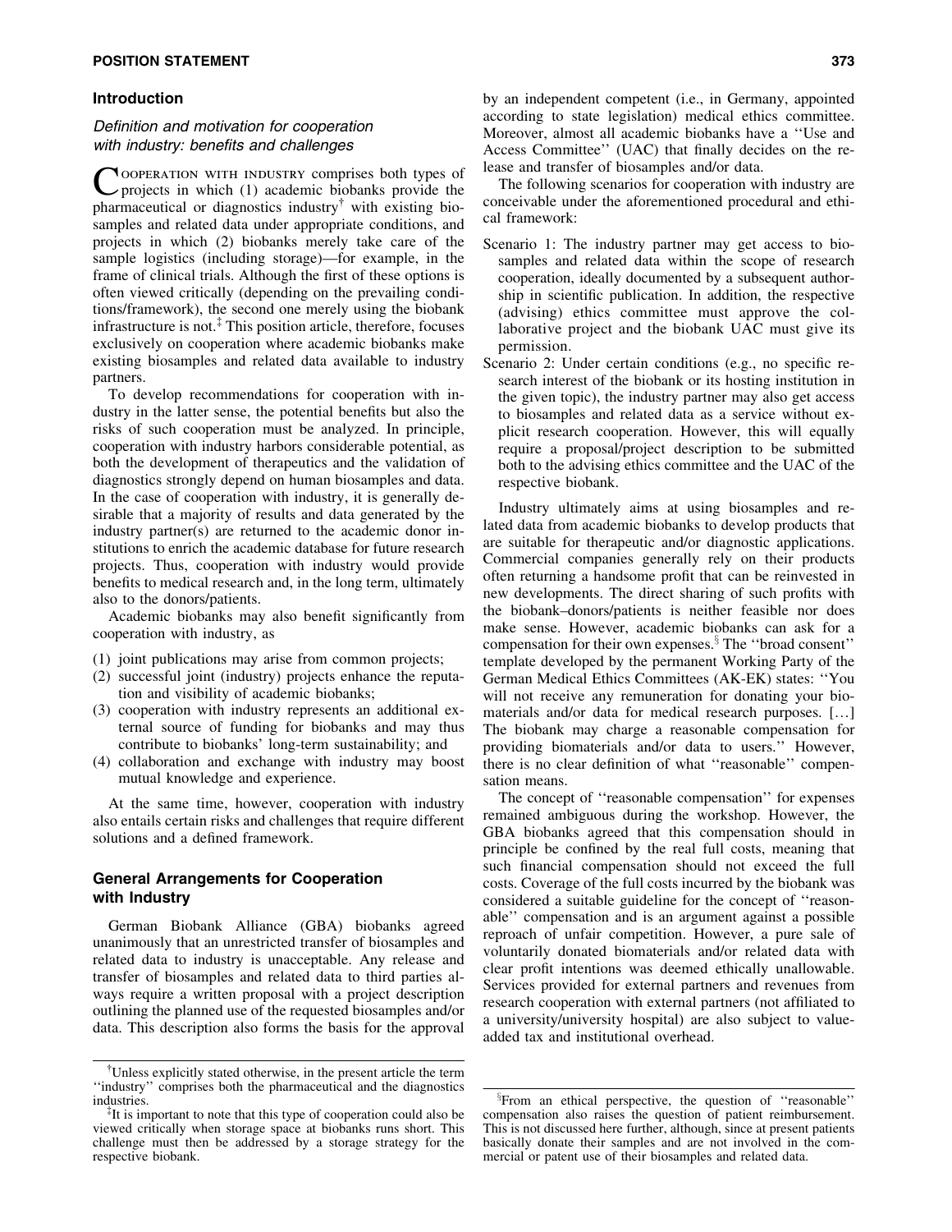## Introduction

### Definition and motivation for cooperation with industry: benefits and challenges

Cooperation with industry comprises both types of projects in which (1) academic biobanks provide the pharmaceutical or diagnostics industry[†] with existing biosamples and related data under appropriate conditions, and projects in which (2) biobanks merely take care of the sample logistics (including storage)—for example, in the frame of clinical trials. Although the first of these options is often viewed critically (depending on the prevailing conditions/framework), the second one merely using the biobank infrastructure is not.[‡] This position article, therefore, focuses exclusively on cooperation where academic biobanks make existing biosamples and related data available to industry partners.

To develop recommendations for cooperation with industry in the latter sense, the potential benefits but also the risks of such cooperation must be analyzed. In principle, cooperation with industry harbors considerable potential, as both the development of therapeutics and the validation of diagnostics strongly depend on human biosamples and data. In the case of cooperation with industry, it is generally desirable that a majority of results and data generated by the industry partner(s) are returned to the academic donor institutions to enrich the academic database for future research projects. Thus, cooperation with industry would provide benefits to medical research and, in the long term, ultimately also to the donors/patients.

Academic biobanks may also benefit significantly from cooperation with industry, as

(1) joint publications may arise from common projects;
(2) successful joint (industry) projects enhance the reputation and visibility of academic biobanks;
(3) cooperation with industry represents an additional external source of funding for biobanks and may thus contribute to biobanks' long-term sustainability; and
(4) collaboration and exchange with industry may boost mutual knowledge and experience.

At the same time, however, cooperation with industry also entails certain risks and challenges that require different solutions and a defined framework.

## General Arrangements for Cooperation with Industry

German Biobank Alliance (GBA) biobanks agreed unanimously that an unrestricted transfer of biosamples and related data to industry is unacceptable. Any release and transfer of biosamples and related data to third parties always require a written proposal with a project description outlining the planned use of the requested biosamples and/or data. This description also forms the basis for the approval by an independent competent (i.e., in Germany, appointed according to state legislation) medical ethics committee. Moreover, almost all academic biobanks have a ''Use and Access Committee'' (UAC) that finally decides on the release and transfer of biosamples and/or data.

The following scenarios for cooperation with industry are conceivable under the aforementioned procedural and ethical framework:

Scenario 1: The industry partner may get access to biosamples and related data within the scope of research cooperation, ideally documented by a subsequent authorship in scientific publication. In addition, the respective (advising) ethics committee must approve the collaborative project and the biobank UAC must give its permission.

Scenario 2: Under certain conditions (e.g., no specific research interest of the biobank or its hosting institution in the given topic), the industry partner may also get access to biosamples and related data as a service without explicit research cooperation. However, this will equally require a proposal/project description to be submitted both to the advising ethics committee and the UAC of the respective biobank.

Industry ultimately aims at using biosamples and related data from academic biobanks to develop products that are suitable for therapeutic and/or diagnostic applications. Commercial companies generally rely on their products often returning a handsome profit that can be reinvested in new developments. The direct sharing of such profits with the biobank–donors/patients is neither feasible nor does make sense. However, academic biobanks can ask for a compensation for their own expenses.[§] The ''broad consent'' template developed by the permanent Working Party of the German Medical Ethics Committees (AK-EK) states: ''You will not receive any remuneration for donating your biomaterials and/or data for medical research purposes. […] The biobank may charge a reasonable compensation for providing biomaterials and/or data to users.'' However, there is no clear definition of what ''reasonable'' compensation means.

The concept of ''reasonable compensation'' for expenses remained ambiguous during the workshop. However, the GBA biobanks agreed that this compensation should in principle be confined by the real full costs, meaning that such financial compensation should not exceed the full costs. Coverage of the full costs incurred by the biobank was considered a suitable guideline for the concept of ''reasonable'' compensation and is an argument against a possible reproach of unfair competition. However, a pure sale of voluntarily donated biomaterials and/or related data with clear profit intentions was deemed ethically unallowable. Services provided for external partners and revenues from research cooperation with external partners (not affiliated to a university/university hospital) are also subject to value-added tax and institutional overhead.

---

[†]Unless explicitly stated otherwise, in the present article the term ''industry'' comprises both the pharmaceutical and the diagnostics industries.

[‡]It is important to note that this type of cooperation could also be viewed critically when storage space at biobanks runs short. This challenge must then be addressed by a storage strategy for the respective biobank.

[§]From an ethical perspective, the question of ''reasonable'' compensation also raises the question of patient reimbursement. This is not discussed here further, although, since at present patients basically donate their samples and are not involved in the commercial or patent use of their biosamples and related data.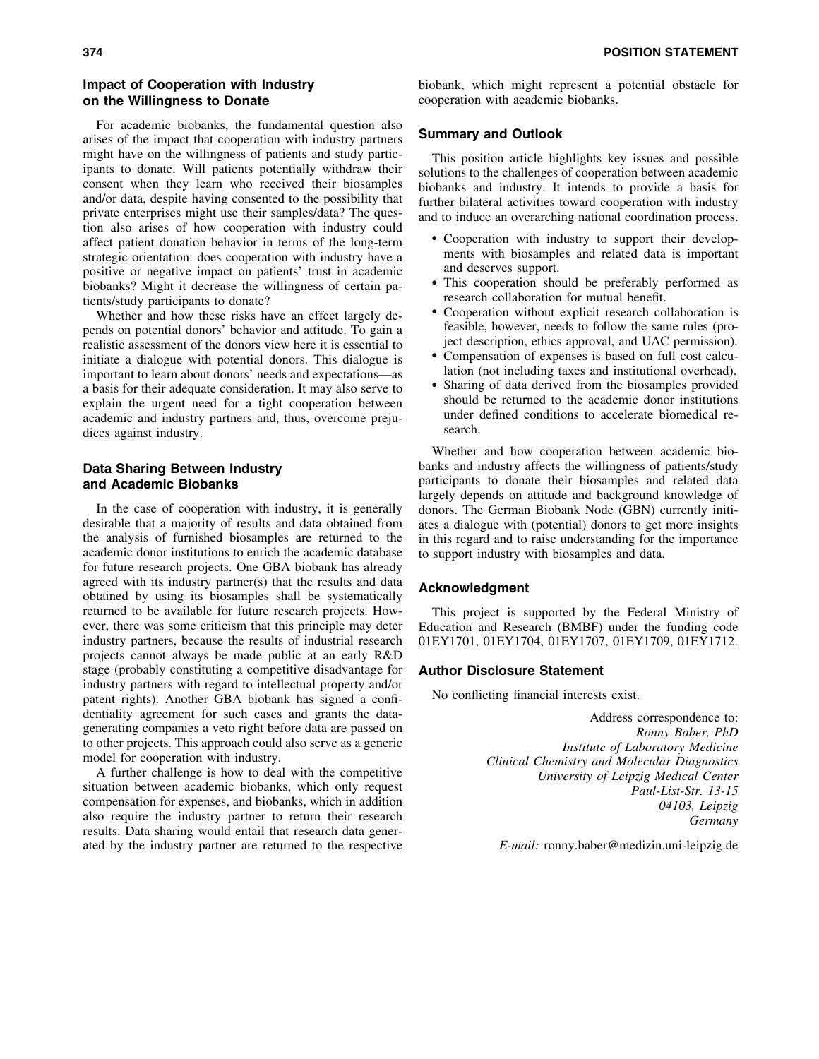## Impact of Cooperation with Industry on the Willingness to Donate

For academic biobanks, the fundamental question also arises of the impact that cooperation with industry partners might have on the willingness of patients and study participants to donate. Will patients potentially withdraw their consent when they learn who received their biosamples and/or data, despite having consented to the possibility that private enterprises might use their samples/data? The question also arises of how cooperation with industry could affect patient donation behavior in terms of the long-term strategic orientation: does cooperation with industry have a positive or negative impact on patients' trust in academic biobanks? Might it decrease the willingness of certain patients/study participants to donate?

Whether and how these risks have an effect largely depends on potential donors' behavior and attitude. To gain a realistic assessment of the donors view here it is essential to initiate a dialogue with potential donors. This dialogue is important to learn about donors' needs and expectations—as a basis for their adequate consideration. It may also serve to explain the urgent need for a tight cooperation between academic and industry partners and, thus, overcome prejudices against industry.

## Data Sharing Between Industry and Academic Biobanks

In the case of cooperation with industry, it is generally desirable that a majority of results and data obtained from the analysis of furnished biosamples are returned to the academic donor institutions to enrich the academic database for future research projects. One GBA biobank has already agreed with its industry partner(s) that the results and data obtained by using its biosamples shall be systematically returned to be available for future research projects. However, there was some criticism that this principle may deter industry partners, because the results of industrial research projects cannot always be made public at an early R&D stage (probably constituting a competitive disadvantage for industry partners with regard to intellectual property and/or patent rights). Another GBA biobank has signed a confidentiality agreement for such cases and grants the data-generating companies a veto right before data are passed on to other projects. This approach could also serve as a generic model for cooperation with industry.

A further challenge is how to deal with the competitive situation between academic biobanks, which only request compensation for expenses, and biobanks, which in addition also require the industry partner to return their research results. Data sharing would entail that research data generated by the industry partner are returned to the respective biobank, which might represent a potential obstacle for cooperation with academic biobanks.

## Summary and Outlook

This position article highlights key issues and possible solutions to the challenges of cooperation between academic biobanks and industry. It intends to provide a basis for further bilateral activities toward cooperation with industry and to induce an overarching national coordination process.

- Cooperation with industry to support their developments with biosamples and related data is important and deserves support.
- This cooperation should be preferably performed as research collaboration for mutual benefit.
- Cooperation without explicit research collaboration is feasible, however, needs to follow the same rules (project description, ethics approval, and UAC permission).
- Compensation of expenses is based on full cost calculation (not including taxes and institutional overhead).
- Sharing of data derived from the biosamples provided should be returned to the academic donor institutions under defined conditions to accelerate biomedical research.

Whether and how cooperation between academic biobanks and industry affects the willingness of patients/study participants to donate their biosamples and related data largely depends on attitude and background knowledge of donors. The German Biobank Node (GBN) currently initiates a dialogue with (potential) donors to get more insights in this regard and to raise understanding for the importance to support industry with biosamples and data.

## Acknowledgment

This project is supported by the Federal Ministry of Education and Research (BMBF) under the funding code 01EY1701, 01EY1704, 01EY1707, 01EY1709, 01EY1712.

## Author Disclosure Statement

No conflicting financial interests exist.

Address correspondence to:
*Ronny Baber, PhD*
*Institute of Laboratory Medicine*
*Clinical Chemistry and Molecular Diagnostics*
*University of Leipzig Medical Center*
*Paul-List-Str. 13-15*
*04103, Leipzig*
*Germany*

*E-mail:* ronny.baber@medizin.uni-leipzig.de